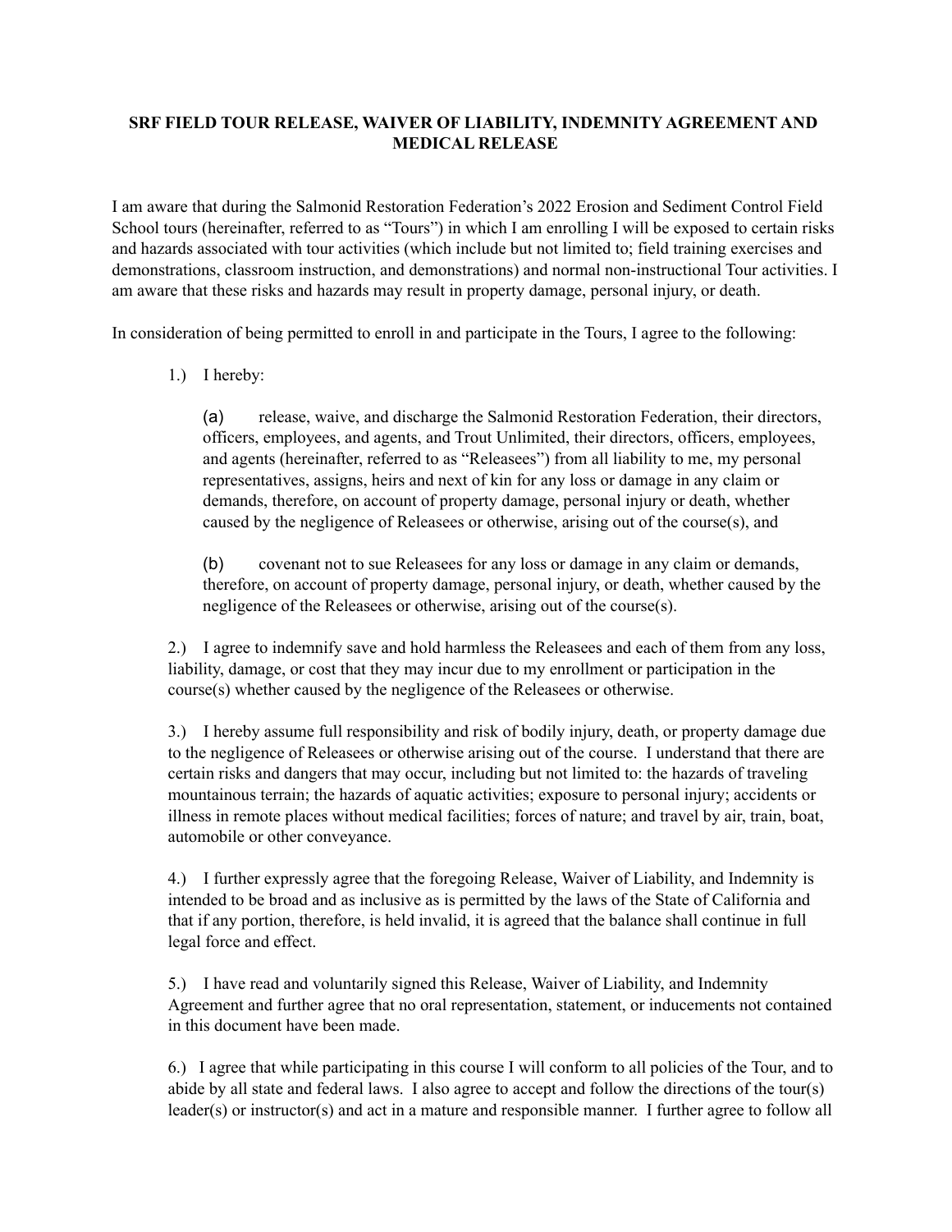# SRF FIELD TOUR RELEASE, WAIVER OF LIABILITY, INDEMNITY AGREEMENT AND MEDICAL RELEASE

I am aware that during the Salmonid Restoration Federation's 2022 Erosion and Sediment Control Field School tours (hereinafter, referred to as "Tours") in which I am enrolling I will be exposed to certain risks and hazards associated with tour activities (which include but not limited to; field training exercises and demonstrations, classroom instruction, and demonstrations) and normal non-instructional Tour activities. I am aware that these risks and hazards may result in property damage, personal injury, or death.

In consideration of being permitted to enroll in and participate in the Tours, I agree to the following:

1.) I hereby:

(a) release, waive, and discharge the Salmonid Restoration Federation, their directors, officers, employees, and agents, and Trout Unlimited, their directors, officers, employees, and agents (hereinafter, referred to as "Releasees") from all liability to me, my personal representatives, assigns, heirs and next of kin for any loss or damage in any claim or demands, therefore, on account of property damage, personal injury or death, whether caused by the negligence of Releasees or otherwise, arising out of the course(s), and

(b) covenant not to sue Releasees for any loss or damage in any claim or demands, therefore, on account of property damage, personal injury, or death, whether caused by the negligence of the Releasees or otherwise, arising out of the course(s).

2.) I agree to indemnify save and hold harmless the Releasees and each of them from any loss, liability, damage, or cost that they may incur due to my enrollment or participation in the course(s) whether caused by the negligence of the Releasees or otherwise.

3.) I hereby assume full responsibility and risk of bodily injury, death, or property damage due to the negligence of Releasees or otherwise arising out of the course. I understand that there are certain risks and dangers that may occur, including but not limited to: the hazards of traveling mountainous terrain; the hazards of aquatic activities; exposure to personal injury; accidents or illness in remote places without medical facilities; forces of nature; and travel by air, train, boat, automobile or other conveyance.

4.) I further expressly agree that the foregoing Release, Waiver of Liability, and Indemnity is intended to be broad and as inclusive as is permitted by the laws of the State of California and that if any portion, therefore, is held invalid, it is agreed that the balance shall continue in full legal force and effect.

5.) I have read and voluntarily signed this Release, Waiver of Liability, and Indemnity Agreement and further agree that no oral representation, statement, or inducements not contained in this document have been made.

6.) I agree that while participating in this course I will conform to all policies of the Tour, and to abide by all state and federal laws. I also agree to accept and follow the directions of the tour(s) leader(s) or instructor(s) and act in a mature and responsible manner. I further agree to follow all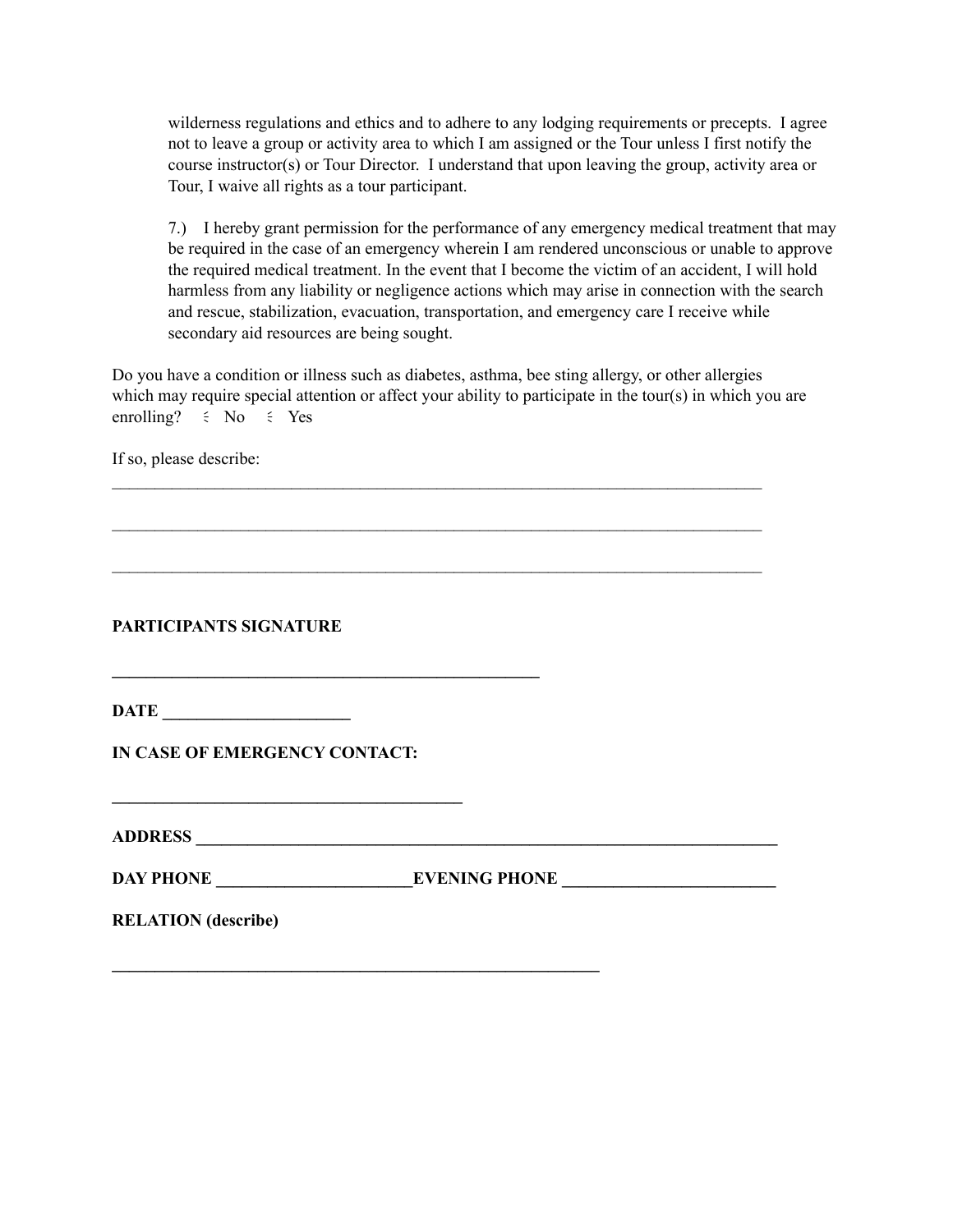wilderness regulations and ethics and to adhere to any lodging requirements or precepts. I agree not to leave a group or activity area to which I am assigned or the Tour unless I first notify the course instructor(s) or Tour Director. I understand that upon leaving the group, activity area or Tour, I waive all rights as a tour participant.

7.) I hereby grant permission for the performance of any emergency medical treatment that may be required in the case of an emergency wherein I am rendered unconscious or unable to approve the required medical treatment. In the event that I become the victim of an accident, I will hold harmless from any liability or negligence actions which may arise in connection with the search and rescue, stabilization, evacuation, transportation, and emergency care I receive while secondary aid resources are being sought.

Do you have a condition or illness such as diabetes, asthma, bee sting allergy, or other allergies which may require special attention or affect your ability to participate in the tour(s) in which you are enrolling? ☐ No ☐ Yes

If so, please describe:

________________________________________________________________________________

________________________________________________________________________________

________________________________________________________________________________

**PARTICIPANTS SIGNATURE**

**____________________________________________________**

**DATE ______________________**

**IN CASE OF EMERGENCY CONTACT:**

**__________________________________________**

**ADDRESS ______________________________________________________________________**

**DAY PHONE _______________________EVENING PHONE _________________________**

**RELATION (describe)**

**___________________________________________________________**